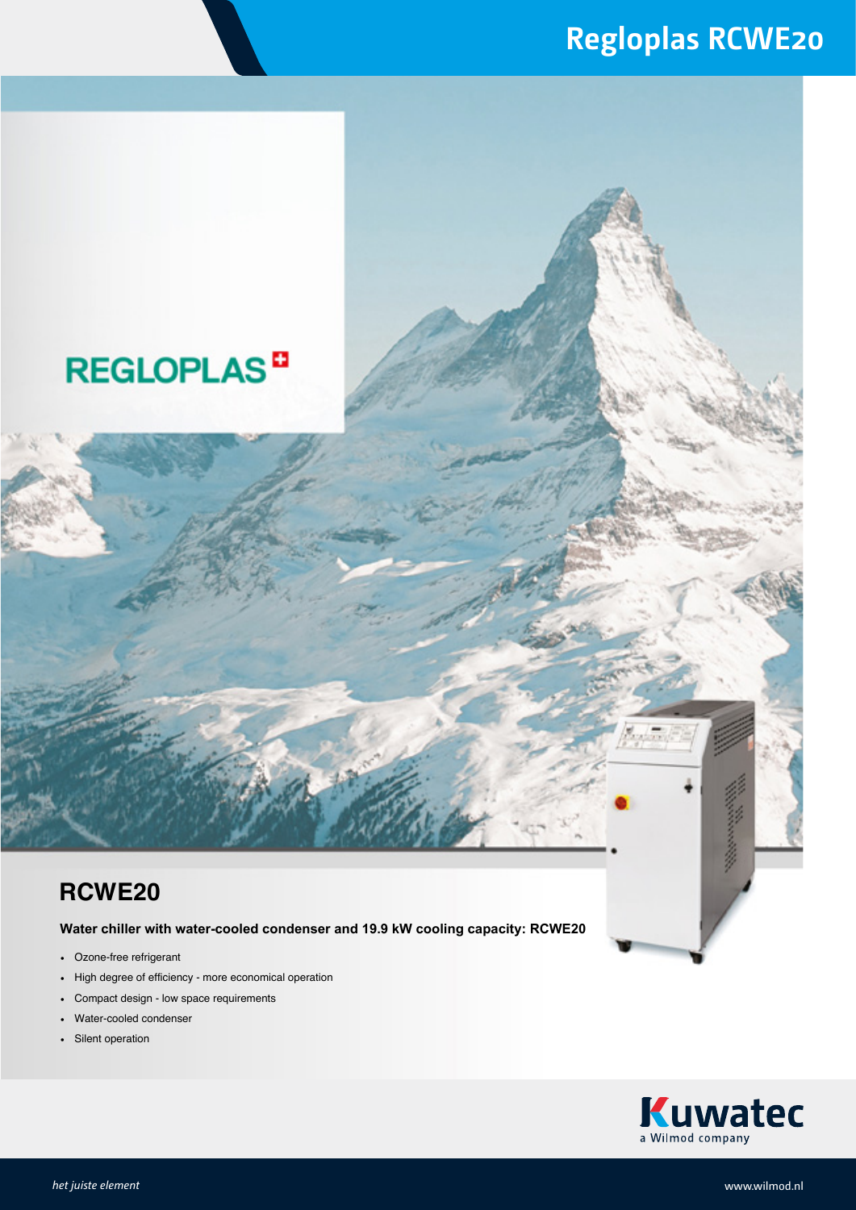# Regloplas RCWE20

REGLOPLAS

## RCWE20

**Water chiller with water-cooled condenser and 19.9 kW cooling capacity: RCWE20**

- Ozone-free refrigerant
- High degree of efficiency - more economical operation
- Compact design - low space requirements
- Water-cooled condenser
- Silent operation

Kuwatec
a Wilmod company

*het juiste element*

www.wilmod.nl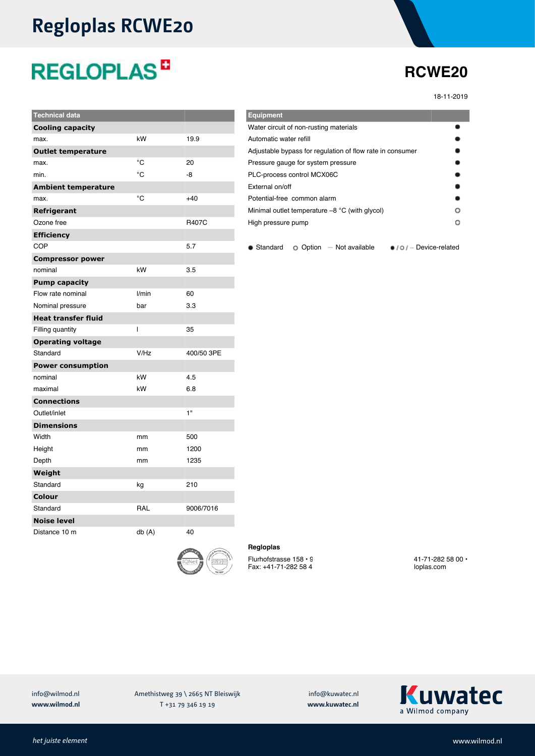# Regloplas RCWE20

## REGLOPLAS

## RCWE20

18-11-2019

| Technical data | | |
|---|---|---|
| **Cooling capacity** | | |
| max. | kW | 19.9 |
| **Outlet temperature** | | |
| max. | °C | 20 |
| min. | °C | -8 |
| **Ambient temperature** | | |
| max. | °C | +40 |
| **Refrigerant** | | |
| Ozone free | | R407C |
| **Efficiency** | | |
| COP | | 5.7 |
| **Compressor power** | | |
| nominal | kW | 3.5 |
| **Pump capacity** | | |
| Flow rate nominal | l/min | 60 |
| Nominal pressure | bar | 3.3 |
| **Heat transfer fluid** | | |
| Filling quantity | l | 35 |
| **Operating voltage** | | |
| Standard | V/Hz | 400/50 3PE |
| **Power consumption** | | |
| nominal | kW | 4.5 |
| maximal | kW | 6.8 |
| **Connections** | | |
| Outlet/inlet | | 1" |
| **Dimensions** | | |
| Width | mm | 500 |
| Height | mm | 1200 |
| Depth | mm | 1235 |
| **Weight** | | |
| Standard | kg | 210 |
| **Colour** | | |
| Standard | RAL | 9006/7016 |
| **Noise level** | | |
| Distance 10 m | db (A) | 40 |

| Equipment | |
|---|---|
| Water circuit of non-rusting materials | ● |
| Automatic water refill | ● |
| Adjustable bypass for regulation of flow rate in consumer | ● |
| Pressure gauge for system pressure | ● |
| PLC-process control MCX06C | ● |
| External on/off | ● |
| Potential-free common alarm | ● |
| Minimal outlet temperature –8 °C (with glycol) | ○ |
| High pressure pump | ○ |

● Standard ○ Option – Not available ● / ○ / – Device-related

**Regloplas**

Flurhofstrasse 158 • 9 41-71-282 58 00 •
Fax: +41-71-282 58 4 loplas.com

info@wilmod.nl
**www.wilmod.nl**

Amethistweg 39 \ 2665 NT Bleiswijk
T +31 79 346 19 19

info@kuwatec.nl
**www.kuwatec.nl**

Kuwatec
a Wilmod company

*het juiste element*

www.wilmod.nl